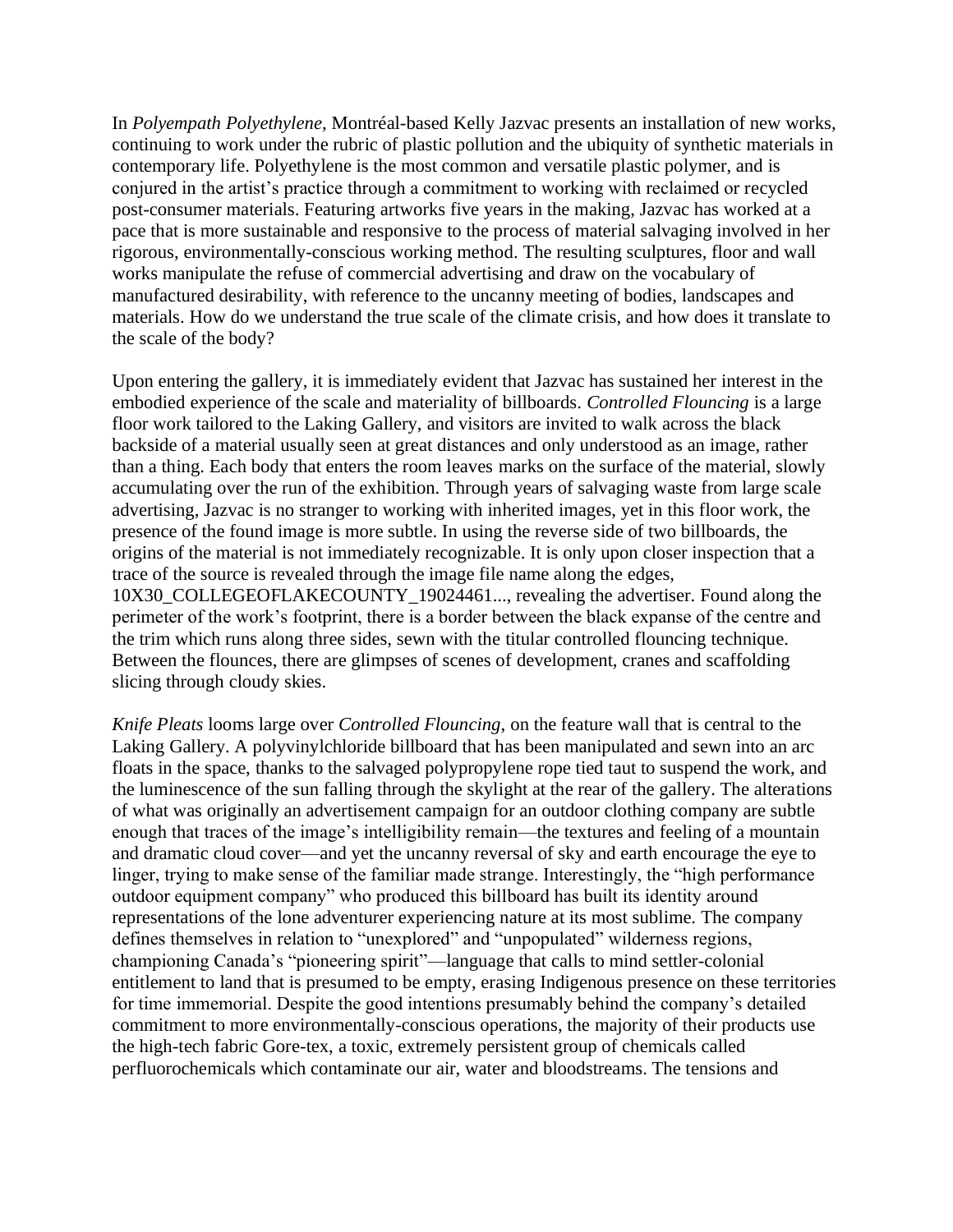In *Polyempath Polyethylene*, Montréal-based Kelly Jazvac presents an installation of new works, continuing to work under the rubric of plastic pollution and the ubiquity of synthetic materials in contemporary life. Polyethylene is the most common and versatile plastic polymer, and is conjured in the artist's practice through a commitment to working with reclaimed or recycled post-consumer materials. Featuring artworks five years in the making, Jazvac has worked at a pace that is more sustainable and responsive to the process of material salvaging involved in her rigorous, environmentally-conscious working method. The resulting sculptures, floor and wall works manipulate the refuse of commercial advertising and draw on the vocabulary of manufactured desirability, with reference to the uncanny meeting of bodies, landscapes and materials. How do we understand the true scale of the climate crisis, and how does it translate to the scale of the body?

Upon entering the gallery, it is immediately evident that Jazvac has sustained her interest in the embodied experience of the scale and materiality of billboards. *Controlled Flouncing* is a large floor work tailored to the Laking Gallery, and visitors are invited to walk across the black backside of a material usually seen at great distances and only understood as an image, rather than a thing. Each body that enters the room leaves marks on the surface of the material, slowly accumulating over the run of the exhibition. Through years of salvaging waste from large scale advertising, Jazvac is no stranger to working with inherited images, yet in this floor work, the presence of the found image is more subtle. In using the reverse side of two billboards, the origins of the material is not immediately recognizable. It is only upon closer inspection that a trace of the source is revealed through the image file name along the edges, 10X30_COLLEGEOFLAKECOUNTY_19024461..., revealing the advertiser. Found along the perimeter of the work's footprint, there is a border between the black expanse of the centre and the trim which runs along three sides, sewn with the titular controlled flouncing technique. Between the flounces, there are glimpses of scenes of development, cranes and scaffolding slicing through cloudy skies.

*Knife Pleats* looms large over *Controlled Flouncing*, on the feature wall that is central to the Laking Gallery. A polyvinylchloride billboard that has been manipulated and sewn into an arc floats in the space, thanks to the salvaged polypropylene rope tied taut to suspend the work, and the luminescence of the sun falling through the skylight at the rear of the gallery. The alterations of what was originally an advertisement campaign for an outdoor clothing company are subtle enough that traces of the image's intelligibility remain—the textures and feeling of a mountain and dramatic cloud cover—and yet the uncanny reversal of sky and earth encourage the eye to linger, trying to make sense of the familiar made strange. Interestingly, the "high performance outdoor equipment company" who produced this billboard has built its identity around representations of the lone adventurer experiencing nature at its most sublime. The company defines themselves in relation to "unexplored" and "unpopulated" wilderness regions, championing Canada's "pioneering spirit"—language that calls to mind settler-colonial entitlement to land that is presumed to be empty, erasing Indigenous presence on these territories for time immemorial. Despite the good intentions presumably behind the company's detailed commitment to more environmentally-conscious operations, the majority of their products use the high-tech fabric Gore-tex, a toxic, extremely persistent group of chemicals called perfluorochemicals which contaminate our air, water and bloodstreams. The tensions and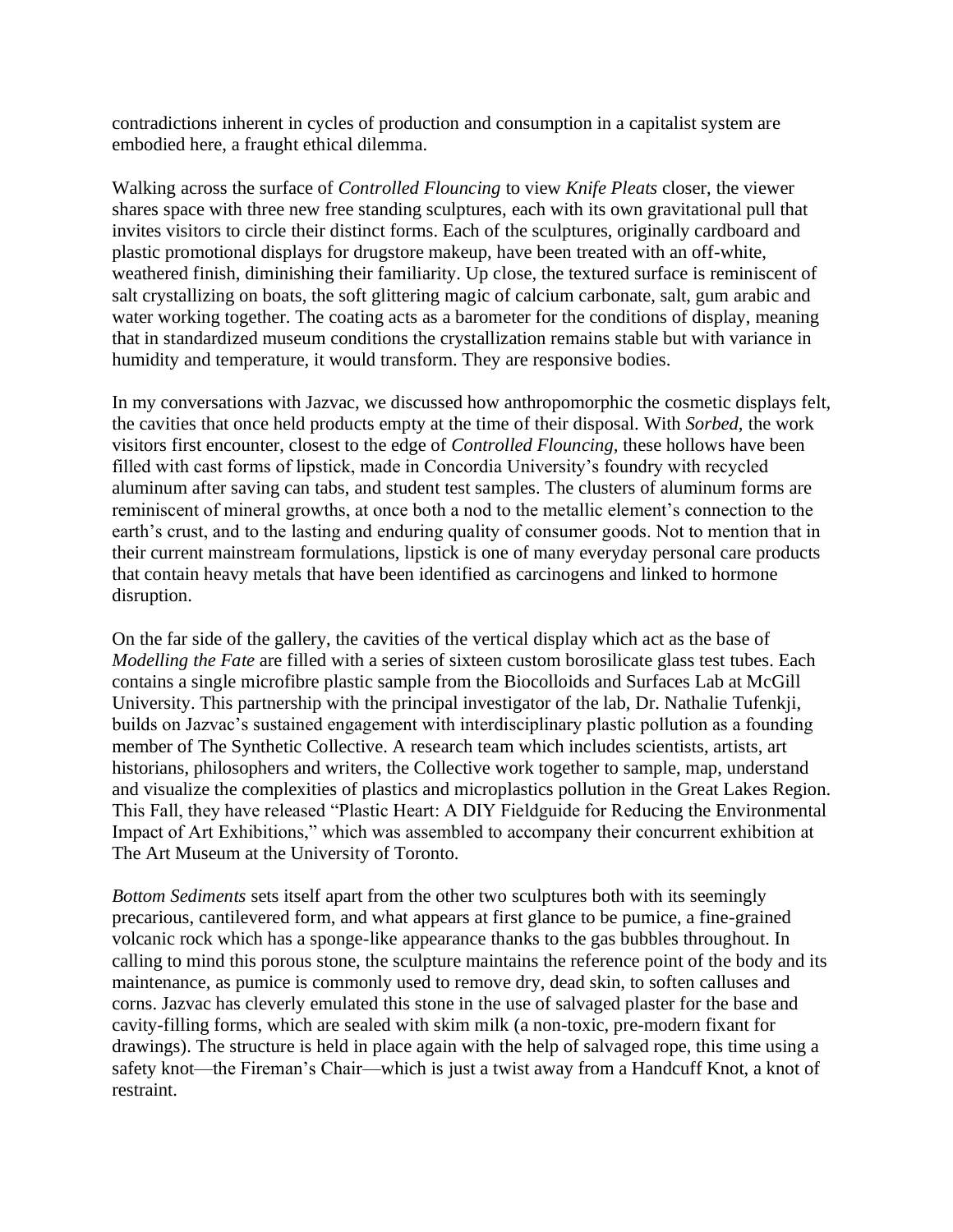contradictions inherent in cycles of production and consumption in a capitalist system are embodied here, a fraught ethical dilemma.

Walking across the surface of *Controlled Flouncing* to view *Knife Pleats* closer, the viewer shares space with three new free standing sculptures, each with its own gravitational pull that invites visitors to circle their distinct forms. Each of the sculptures, originally cardboard and plastic promotional displays for drugstore makeup, have been treated with an off-white, weathered finish, diminishing their familiarity. Up close, the textured surface is reminiscent of salt crystallizing on boats, the soft glittering magic of calcium carbonate, salt, gum arabic and water working together. The coating acts as a barometer for the conditions of display, meaning that in standardized museum conditions the crystallization remains stable but with variance in humidity and temperature, it would transform. They are responsive bodies.

In my conversations with Jazvac, we discussed how anthropomorphic the cosmetic displays felt, the cavities that once held products empty at the time of their disposal. With *Sorbed,* the work visitors first encounter, closest to the edge of *Controlled Flouncing,* these hollows have been filled with cast forms of lipstick, made in Concordia University's foundry with recycled aluminum after saving can tabs, and student test samples. The clusters of aluminum forms are reminiscent of mineral growths, at once both a nod to the metallic element's connection to the earth's crust, and to the lasting and enduring quality of consumer goods. Not to mention that in their current mainstream formulations, lipstick is one of many everyday personal care products that contain heavy metals that have been identified as carcinogens and linked to hormone disruption.

On the far side of the gallery, the cavities of the vertical display which act as the base of *Modelling the Fate* are filled with a series of sixteen custom borosilicate glass test tubes. Each contains a single microfibre plastic sample from the Biocolloids and Surfaces Lab at McGill University. This partnership with the principal investigator of the lab, Dr. Nathalie Tufenkji, builds on Jazvac's sustained engagement with interdisciplinary plastic pollution as a founding member of The Synthetic Collective. A research team which includes scientists, artists, art historians, philosophers and writers, the Collective work together to sample, map, understand and visualize the complexities of plastics and microplastics pollution in the Great Lakes Region. This Fall, they have released "Plastic Heart: A DIY Fieldguide for Reducing the Environmental Impact of Art Exhibitions," which was assembled to accompany their concurrent exhibition at The Art Museum at the University of Toronto.

*Bottom Sediments* sets itself apart from the other two sculptures both with its seemingly precarious, cantilevered form, and what appears at first glance to be pumice, a fine-grained volcanic rock which has a sponge-like appearance thanks to the gas bubbles throughout. In calling to mind this porous stone, the sculpture maintains the reference point of the body and its maintenance, as pumice is commonly used to remove dry, dead skin, to soften calluses and corns. Jazvac has cleverly emulated this stone in the use of salvaged plaster for the base and cavity-filling forms, which are sealed with skim milk (a non-toxic, pre-modern fixant for drawings). The structure is held in place again with the help of salvaged rope, this time using a safety knot—the Fireman's Chair—which is just a twist away from a Handcuff Knot, a knot of restraint.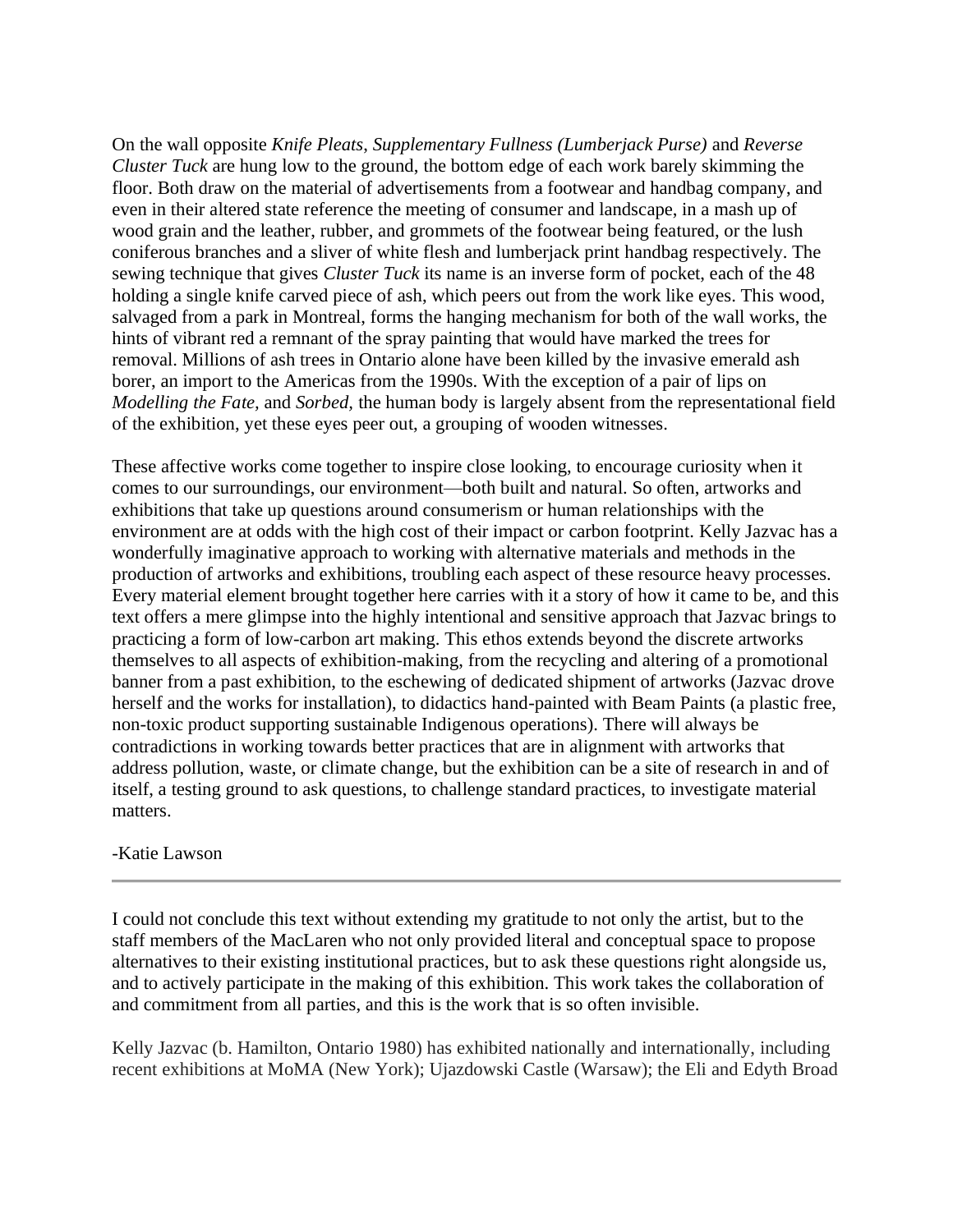On the wall opposite *Knife Pleats, Supplementary Fullness (Lumberjack Purse)* and *Reverse Cluster Tuck* are hung low to the ground, the bottom edge of each work barely skimming the floor. Both draw on the material of advertisements from a footwear and handbag company, and even in their altered state reference the meeting of consumer and landscape, in a mash up of wood grain and the leather, rubber, and grommets of the footwear being featured, or the lush coniferous branches and a sliver of white flesh and lumberjack print handbag respectively. The sewing technique that gives *Cluster Tuck* its name is an inverse form of pocket, each of the 48 holding a single knife carved piece of ash, which peers out from the work like eyes. This wood, salvaged from a park in Montreal, forms the hanging mechanism for both of the wall works, the hints of vibrant red a remnant of the spray painting that would have marked the trees for removal. Millions of ash trees in Ontario alone have been killed by the invasive emerald ash borer, an import to the Americas from the 1990s. With the exception of a pair of lips on *Modelling the Fate,* and *Sorbed,* the human body is largely absent from the representational field of the exhibition, yet these eyes peer out, a grouping of wooden witnesses.

These affective works come together to inspire close looking, to encourage curiosity when it comes to our surroundings, our environment—both built and natural. So often, artworks and exhibitions that take up questions around consumerism or human relationships with the environment are at odds with the high cost of their impact or carbon footprint. Kelly Jazvac has a wonderfully imaginative approach to working with alternative materials and methods in the production of artworks and exhibitions, troubling each aspect of these resource heavy processes. Every material element brought together here carries with it a story of how it came to be, and this text offers a mere glimpse into the highly intentional and sensitive approach that Jazvac brings to practicing a form of low-carbon art making. This ethos extends beyond the discrete artworks themselves to all aspects of exhibition-making, from the recycling and altering of a promotional banner from a past exhibition, to the eschewing of dedicated shipment of artworks (Jazvac drove herself and the works for installation), to didactics hand-painted with Beam Paints (a plastic free, non-toxic product supporting sustainable Indigenous operations). There will always be contradictions in working towards better practices that are in alignment with artworks that address pollution, waste, or climate change, but the exhibition can be a site of research in and of itself, a testing ground to ask questions, to challenge standard practices, to investigate material matters.

-Katie Lawson

---

I could not conclude this text without extending my gratitude to not only the artist, but to the staff members of the MacLaren who not only provided literal and conceptual space to propose alternatives to their existing institutional practices, but to ask these questions right alongside us, and to actively participate in the making of this exhibition. This work takes the collaboration of and commitment from all parties, and this is the work that is so often invisible.

Kelly Jazvac (b. Hamilton, Ontario 1980) has exhibited nationally and internationally, including recent exhibitions at MoMA (New York); Ujazdowski Castle (Warsaw); the Eli and Edyth Broad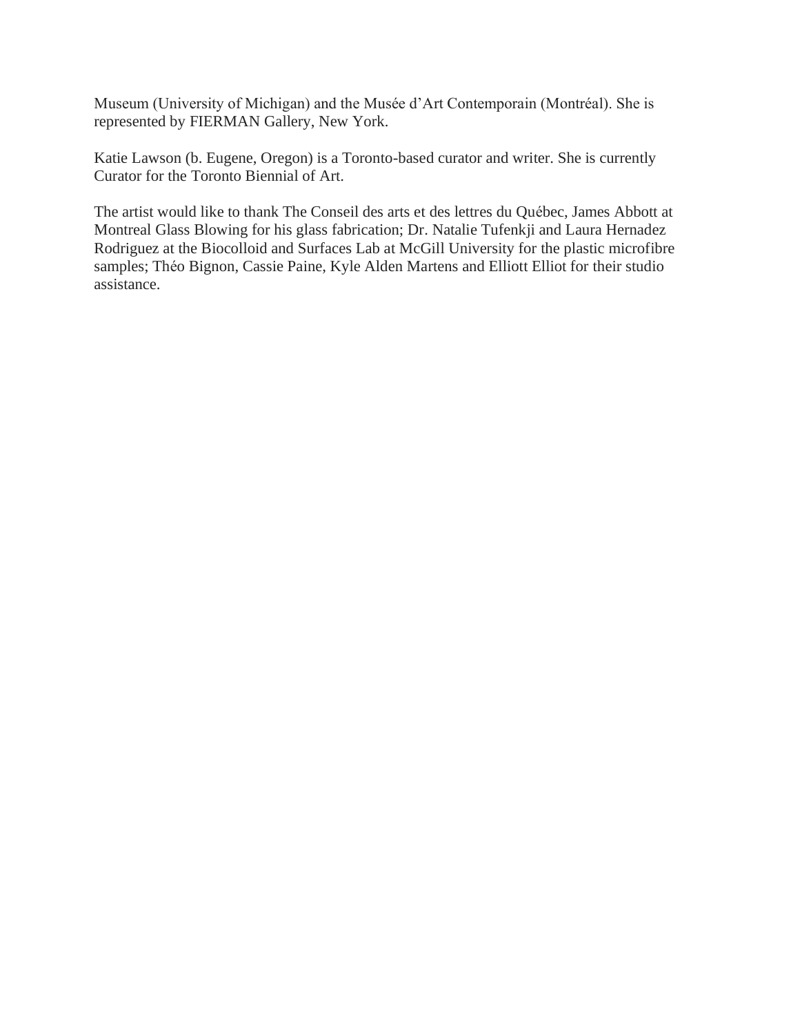Museum (University of Michigan) and the Musée d'Art Contemporain (Montréal). She is represented by FIERMAN Gallery, New York.

Katie Lawson (b. Eugene, Oregon) is a Toronto-based curator and writer. She is currently Curator for the Toronto Biennial of Art.

The artist would like to thank The Conseil des arts et des lettres du Québec, James Abbott at Montreal Glass Blowing for his glass fabrication; Dr. Natalie Tufenkji and Laura Hernadez Rodriguez at the Biocolloid and Surfaces Lab at McGill University for the plastic microfibre samples; Théo Bignon, Cassie Paine, Kyle Alden Martens and Elliott Elliot for their studio assistance.